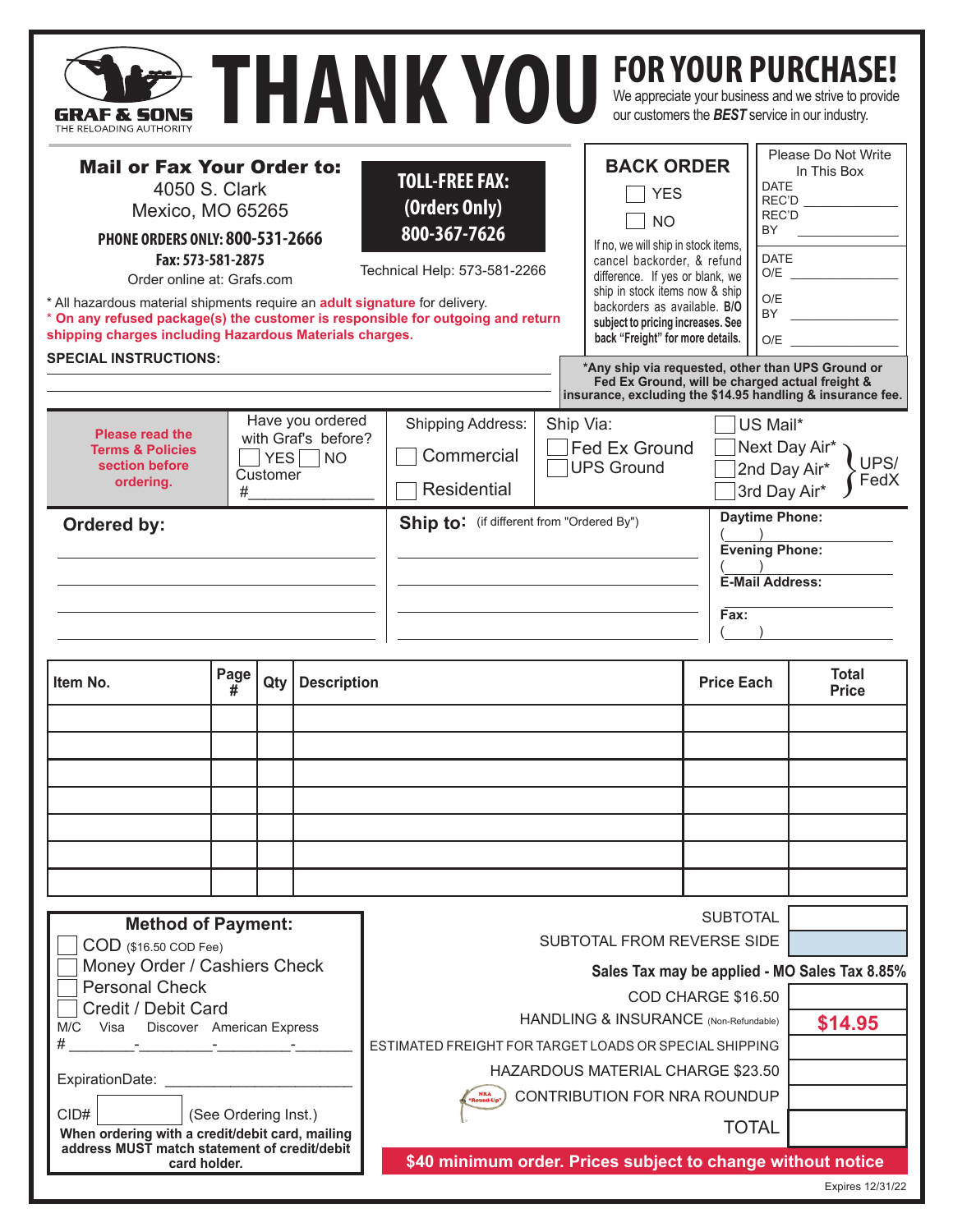GRAF & SONS
THE RELOADING AUTHORITY

# THANK YOU FOR YOUR PURCHASE!

We appreciate your business and we strive to provide our customers the ***BEST*** service in our industry.

## Mail or Fax Your Order to:

4050 S. Clark
Mexico, MO 65265

**PHONE ORDERS ONLY: 800-531-2666**
**Fax: 573-581-2875**
Order online at: Grafs.com

**TOLL-FREE FAX: (Orders Only) 800-367-7626**

Technical Help: 573-581-2266

**BACK ORDER**
☐ YES
☐ NO

If no, we will ship in stock items, cancel backorder, & refund difference. If yes or blank, we ship in stock items now & ship backorders as available. **B/O subject to pricing increases. See back "Freight" for more details.**

Please Do Not Write In This Box
DATE REC'D ____________
REC'D BY ____________
DATE O/E ____________
O/E BY ____________
O/E ____________

\* All hazardous material shipments require an **adult signature** for delivery.
\* **On any refused package(s) the customer is responsible for outgoing and return shipping charges including Hazardous Materials charges.**

**SPECIAL INSTRUCTIONS:**

______________________________________________
______________________________________________

**\*Any ship via requested, other than UPS Ground or Fed Ex Ground, will be charged actual freight & insurance, excluding the $14.95 handling & insurance fee.**

**Please read the Terms & Policies section before ordering.**

Have you ordered with Graf's before? ☐ YES ☐ NO
Customer #______________

Shipping Address: ☐ Commercial ☐ Residential

Ship Via: ☐ Fed Ex Ground ☐ UPS Ground ☐ US Mail* ☐ Next Day Air* ☐ 2nd Day Air* ☐ 3rd Day Air* } UPS/FedX

**Ordered by:**
______________________________________________
______________________________________________
______________________________________________
______________________________________________

**Ship to:** (if different from "Ordered By")
______________________________________________
______________________________________________
______________________________________________
______________________________________________

**Daytime Phone:** (____) ______________
**Evening Phone:** (____) ______________
**E-Mail Address:** ______________
**Fax:** (____) ______________

| Item No. | Page # | Qty | Description | Price Each | Total Price |
|---|---|---|---|---|---|
| | | | | | |
| | | | | | |
| | | | | | |
| | | | | | |
| | | | | | |
| | | | | | |
| | | | | | |

**Method of Payment:**
☐ COD ($16.50 COD Fee)
☐ Money Order / Cashiers Check
☐ Personal Check
☐ Credit / Debit Card
M/C Visa Discover American Express
#________-_________-_________-_______
ExpirationDate: ______________________
CID# [____] (See Ordering Inst.)
**When ordering with a credit/debit card, mailing address MUST match statement of credit/debit card holder.**

| | |
|---|---|
| SUBTOTAL | |
| SUBTOTAL FROM REVERSE SIDE | |
| **Sales Tax may be applied - MO Sales Tax 8.85%** | |
| COD CHARGE $16.50 | |
| HANDLING & INSURANCE (Non-Refundable) | **$14.95** |
| ESTIMATED FREIGHT FOR TARGET LOADS OR SPECIAL SHIPPING | |
| HAZARDOUS MATERIAL CHARGE $23.50 | |
| CONTRIBUTION FOR NRA ROUNDUP | |
| TOTAL | |

**$40 minimum order. Prices subject to change without notice**

Expires 12/31/22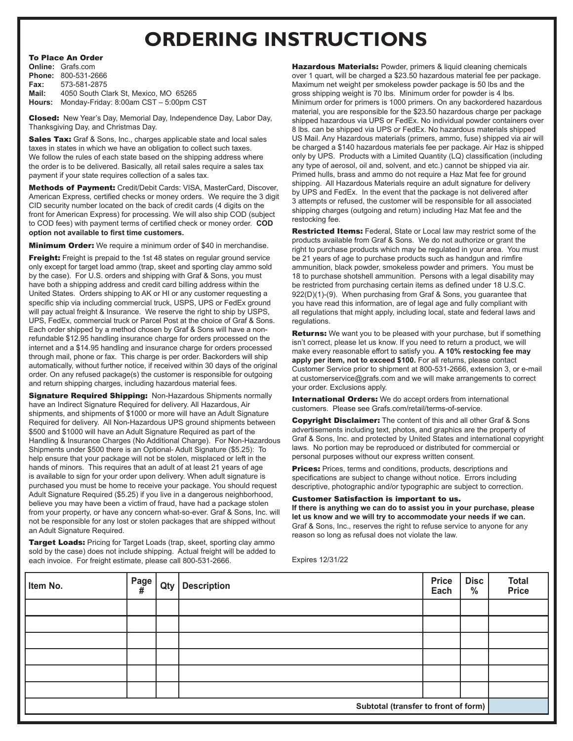# ORDERING INSTRUCTIONS

**To Place An Order**

**Online:** Grafs.com
**Phone:** 800-531-2666
**Fax:** 573-581-2875
**Mail:** 4050 South Clark St, Mexico, MO 65265
**Hours:** Monday-Friday: 8:00am CST – 5:00pm CST

**Closed:** New Year's Day, Memorial Day, Independence Day, Labor Day, Thanksgiving Day, and Christmas Day.

**Sales Tax:** Graf & Sons, Inc., charges applicable state and local sales taxes in states in which we have an obligation to collect such taxes. We follow the rules of each state based on the shipping address where the order is to be delivered. Basically, all retail sales require a sales tax payment if your state requires collection of a sales tax.

**Methods of Payment:** Credit/Debit Cards: VISA, MasterCard, Discover, American Express, certified checks or money orders. We require the 3 digit CID security number located on the back of credit cards (4 digits on the front for American Express) for processing. We will also ship COD (subject to COD fees) with payment terms of certified check or money order. **COD option not available to first time customers.**

**Minimum Order:** We require a minimum order of $40 in merchandise.

**Freight:** Freight is prepaid to the 1st 48 states on regular ground service only except for target load ammo (trap, skeet and sporting clay ammo sold by the case). For U.S. orders and shipping with Graf & Sons, you must have both a shipping address and credit card billing address within the United States. Orders shipping to AK or HI or any customer requesting a specific ship via including commercial truck, USPS, UPS or FedEx ground will pay actual freight & Insurance. We reserve the right to ship by USPS, UPS, FedEx, commercial truck or Parcel Post at the choice of Graf & Sons. Each order shipped by a method chosen by Graf & Sons will have a non-refundable $12.95 handling insurance charge for orders processed on the internet and a $14.95 handling and insurance charge for orders processed through mail, phone or fax. This charge is per order. Backorders will ship automatically, without further notice, if received within 30 days of the original order. On any refused package(s) the customer is responsible for outgoing and return shipping charges, including hazardous material fees.

**Signature Required Shipping:** Non-Hazardous Shipments normally have an Indirect Signature Required for delivery. All Hazardous, Air shipments, and shipments of $1000 or more will have an Adult Signature Required for delivery. All Non-Hazardous UPS ground shipments between $500 and $1000 will have an Adult Signature Required as part of the Handling & Insurance Charges (No Additional Charge). For Non-Hazardous Shipments under $500 there is an Optional- Adult Signature ($5.25): To help ensure that your package will not be stolen, misplaced or left in the hands of minors. This requires that an adult of at least 21 years of age is available to sign for your order upon delivery. When adult signature is purchased you must be home to receive your package. You should request Adult Signature Required ($5.25) if you live in a dangerous neighborhood, believe you may have been a victim of fraud, have had a package stolen from your property, or have any concern what-so-ever. Graf & Sons, Inc. will not be responsible for any lost or stolen packages that are shipped without an Adult Signature Required.

**Target Loads:** Pricing for Target Loads (trap, skeet, sporting clay ammo sold by the case) does not include shipping. Actual freight will be added to each invoice. For freight estimate, please call 800-531-2666.

**Hazardous Materials:** Powder, primers & liquid cleaning chemicals over 1 quart, will be charged a $23.50 hazardous material fee per package. Maximum net weight per smokeless powder package is 50 lbs and the gross shipping weight is 70 lbs. Minimum order for powder is 4 lbs. Minimum order for primers is 1000 primers. On any backordered hazardous material, you are responsible for the $23.50 hazardous charge per package shipped hazardous via UPS or FedEx. No individual powder containers over 8 lbs. can be shipped via UPS or FedEx. No hazardous materials shipped US Mail. Any Hazardous materials (primers, ammo, fuse) shipped via air will be charged a $140 hazardous materials fee per package. Air Haz is shipped only by UPS. Products with a Limited Quantity (LQ) classification (including any type of aerosol, oil and, solvent, and etc.) cannot be shipped via air. Primed hulls, brass and ammo do not require a Haz Mat fee for ground shipping. All Hazardous Materials require an adult signature for delivery by UPS and FedEx. In the event that the package is not delivered after 3 attempts or refused, the customer will be responsible for all associated shipping charges (outgoing and return) including Haz Mat fee and the restocking fee.

**Restricted Items:** Federal, State or Local law may restrict some of the products available from Graf & Sons. We do not authorize or grant the right to purchase products which may be regulated in your area. You must be 21 years of age to purchase products such as handgun and rimfire ammunition, black powder, smokeless powder and primers. You must be 18 to purchase shotshell ammunition. Persons with a legal disability may be restricted from purchasing certain items as defined under 18 U.S.C. 922(D)(1)-(9). When purchasing from Graf & Sons, you guarantee that you have read this information, are of legal age and fully compliant with all regulations that might apply, including local, state and federal laws and regulations.

**Returns:** We want you to be pleased with your purchase, but if something isn't correct, please let us know. If you need to return a product, we will make every reasonable effort to satisfy you. **A 10% restocking fee may apply per item, not to exceed $100.** For all returns, please contact Customer Service prior to shipment at 800-531-2666, extension 3, or e-mail at customerservice@grafs.com and we will make arrangements to correct your order. Exclusions apply.

**International Orders:** We do accept orders from international customers. Please see Grafs.com/retail/terms-of-service.

**Copyright Disclaimer:** The content of this and all other Graf & Sons advertisements including text, photos, and graphics are the property of Graf & Sons, Inc. and protected by United States and international copyright laws. No portion may be reproduced or distributed for commercial or personal purposes without our express written consent.

**Prices:** Prices, terms and conditions, products, descriptions and specifications are subject to change without notice. Errors including descriptive, photographic and/or typographic are subject to correction.

**Customer Satisfaction is important to us.**
**If there is anything we can do to assist you in your purchase, please let us know and we will try to accommodate your needs if we can.** Graf & Sons, Inc., reserves the right to refuse service to anyone for any reason so long as refusal does not violate the law.

Expires 12/31/22

| Item No. | Page # | Qty | Description | Price Each | Disc % | Total Price |
|---|---|---|---|---|---|---|
| | | | | | | |
| | | | | | | |
| | | | | | | |
| | | | | | | |
| | | | | | | |
| | | | | | | |
| | | | | | **Subtotal (transfer to front of form)** | |